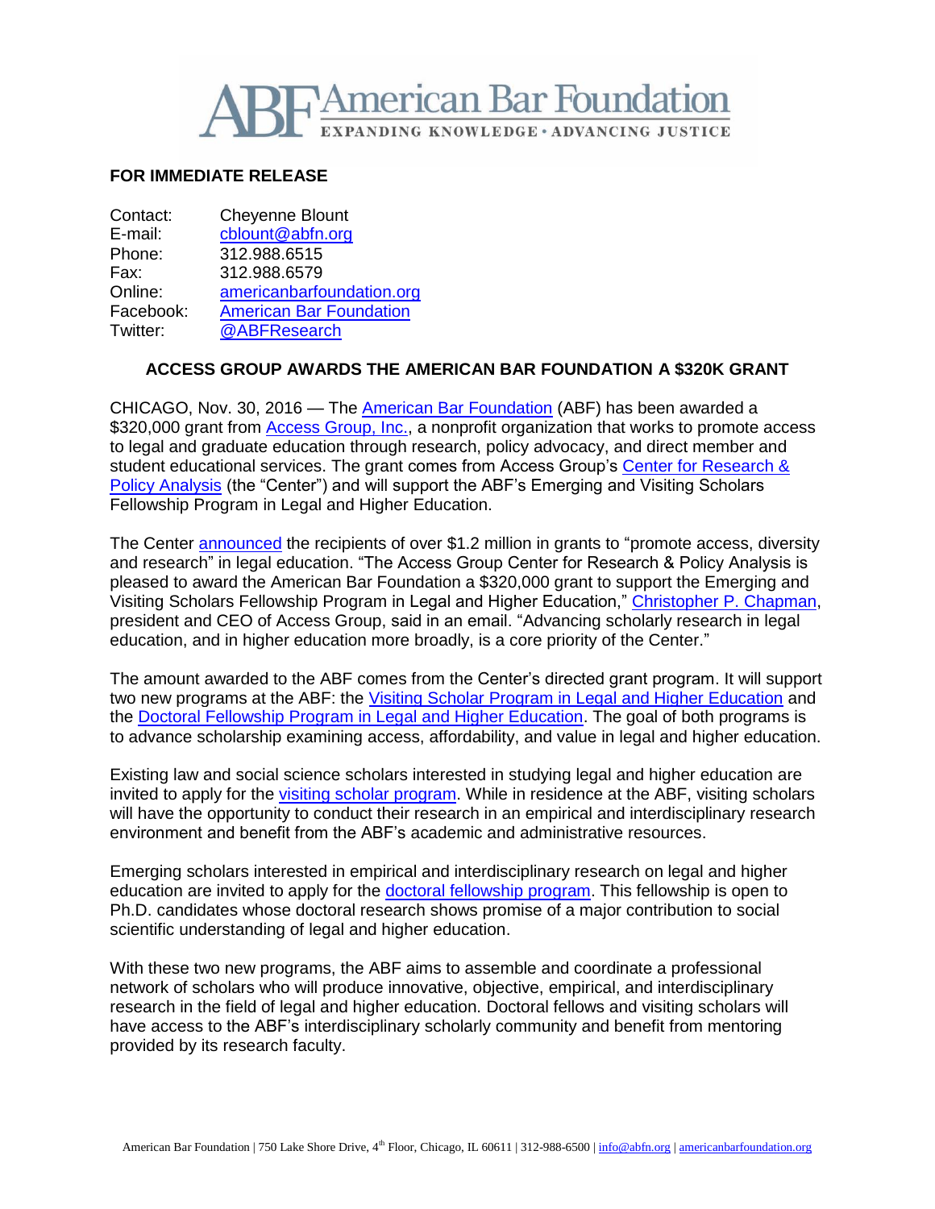**American Bar Foundation**
EXPANDING KNOWLEDGE • ADVANCING JUSTICE

**FOR IMMEDIATE RELEASE**

Contact: Cheyenne Blount
E-mail: cblount@abfn.org
Phone: 312.988.6515
Fax: 312.988.6579
Online: americanbarfoundation.org
Facebook: American Bar Foundation
Twitter: @ABFResearch

## ACCESS GROUP AWARDS THE AMERICAN BAR FOUNDATION A $320K GRANT

CHICAGO, Nov. 30, 2016 — The American Bar Foundation (ABF) has been awarded a $320,000 grant from Access Group, Inc., a nonprofit organization that works to promote access to legal and graduate education through research, policy advocacy, and direct member and student educational services. The grant comes from Access Group's Center for Research & Policy Analysis (the "Center") and will support the ABF's Emerging and Visiting Scholars Fellowship Program in Legal and Higher Education.

The Center announced the recipients of over $1.2 million in grants to "promote access, diversity and research" in legal education. "The Access Group Center for Research & Policy Analysis is pleased to award the American Bar Foundation a $320,000 grant to support the Emerging and Visiting Scholars Fellowship Program in Legal and Higher Education," Christopher P. Chapman, president and CEO of Access Group, said in an email. "Advancing scholarly research in legal education, and in higher education more broadly, is a core priority of the Center."

The amount awarded to the ABF comes from the Center's directed grant program. It will support two new programs at the ABF: the Visiting Scholar Program in Legal and Higher Education and the Doctoral Fellowship Program in Legal and Higher Education. The goal of both programs is to advance scholarship examining access, affordability, and value in legal and higher education.

Existing law and social science scholars interested in studying legal and higher education are invited to apply for the visiting scholar program. While in residence at the ABF, visiting scholars will have the opportunity to conduct their research in an empirical and interdisciplinary research environment and benefit from the ABF's academic and administrative resources.

Emerging scholars interested in empirical and interdisciplinary research on legal and higher education are invited to apply for the doctoral fellowship program. This fellowship is open to Ph.D. candidates whose doctoral research shows promise of a major contribution to social scientific understanding of legal and higher education.

With these two new programs, the ABF aims to assemble and coordinate a professional network of scholars who will produce innovative, objective, empirical, and interdisciplinary research in the field of legal and higher education. Doctoral fellows and visiting scholars will have access to the ABF's interdisciplinary scholarly community and benefit from mentoring provided by its research faculty.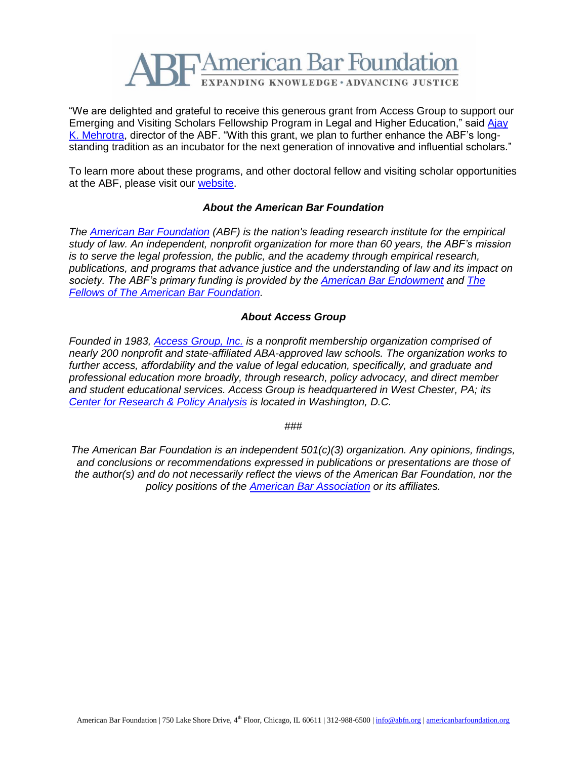"We are delighted and grateful to receive this generous grant from Access Group to support our Emerging and Visiting Scholars Fellowship Program in Legal and Higher Education," said Ajay K. Mehrotra, director of the ABF. "With this grant, we plan to further enhance the ABF's long-standing tradition as an incubator for the next generation of innovative and influential scholars."

To learn more about these programs, and other doctoral fellow and visiting scholar opportunities at the ABF, please visit our website.

### *About the American Bar Foundation*

*The American Bar Foundation (ABF) is the nation's leading research institute for the empirical study of law. An independent, nonprofit organization for more than 60 years, the ABF's mission is to serve the legal profession, the public, and the academy through empirical research, publications, and programs that advance justice and the understanding of law and its impact on society. The ABF's primary funding is provided by the American Bar Endowment and The Fellows of The American Bar Foundation.*

### *About Access Group*

*Founded in 1983, Access Group, Inc. is a nonprofit membership organization comprised of nearly 200 nonprofit and state-affiliated ABA-approved law schools. The organization works to further access, affordability and the value of legal education, specifically, and graduate and professional education more broadly, through research, policy advocacy, and direct member and student educational services. Access Group is headquartered in West Chester, PA; its Center for Research & Policy Analysis is located in Washington, D.C.*

###

*The American Bar Foundation is an independent 501(c)(3) organization. Any opinions, findings, and conclusions or recommendations expressed in publications or presentations are those of the author(s) and do not necessarily reflect the views of the American Bar Foundation, nor the policy positions of the American Bar Association or its affiliates.*